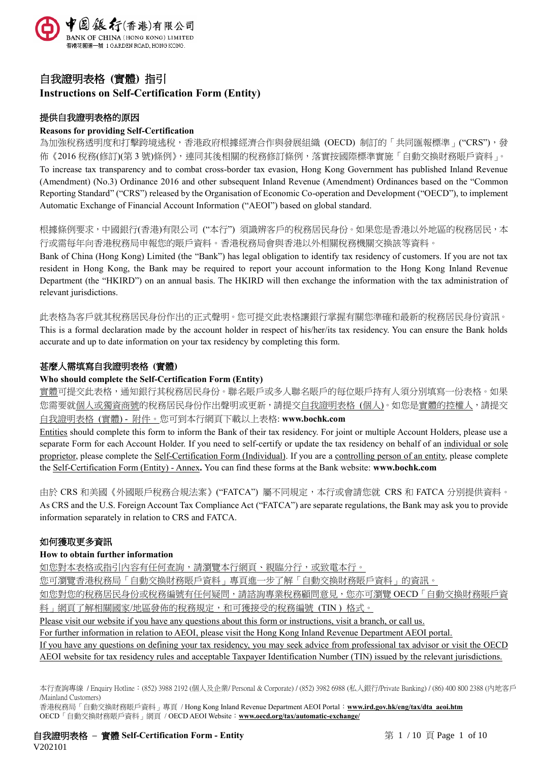中國銀行(香港)有限公司
BANK OF CHINA (HONG KONG) LIMITED
香港花園道一號 1 GARDEN ROAD, HONG KONG.

# 自我證明表格 (實體) 指引
# Instructions on Self-Certification Form (Entity)

## 提供自我證明表格的原因
## Reasons for providing Self-Certification

為加強稅務透明度和打擊跨境逃稅，香港政府根據經濟合作與發展組織 (OECD) 制訂的「共同匯報標準」("CRS")，發佈《2016 稅務(修訂)(第 3 號)條例》，連同其後相關的稅務修訂條例，落實按國際標準實施「自動交換財務賬戶資料」。
To increase tax transparency and to combat cross-border tax evasion, Hong Kong Government has published Inland Revenue (Amendment) (No.3) Ordinance 2016 and other subsequent Inland Revenue (Amendment) Ordinances based on the "Common Reporting Standard" ("CRS") released by the Organisation of Economic Co-operation and Development ("OECD"), to implement Automatic Exchange of Financial Account Information ("AEOI") based on global standard.

根據條例要求，中國銀行(香港)有限公司 ("本行") 須識辨客戶的稅務居民身份。如果您是香港以外地區的稅務居民，本行或需每年向香港稅務局申報您的賬戶資料。香港稅務局會與香港以外相關稅務機關交換該等資料。
Bank of China (Hong Kong) Limited (the "Bank") has legal obligation to identify tax residency of customers. If you are not tax resident in Hong Kong, the Bank may be required to report your account information to the Hong Kong Inland Revenue Department (the "HKIRD") on an annual basis. The HKIRD will then exchange the information with the tax administration of relevant jurisdictions.

此表格為客戶就其稅務居民身份作出的正式聲明。您可提交此表格讓銀行掌握有關您準確和最新的稅務居民身份資訊。
This is a formal declaration made by the account holder in respect of his/her/its tax residency. You can ensure the Bank holds accurate and up to date information on your tax residency by completing this form.

## 甚麼人需填寫自我證明表格 (實體)
## Who should complete the Self-Certification Form (Entity)

<u>實體</u>可提交此表格，通知銀行其稅務居民身份。聯名賬戶或多人聯名賬戶的每位賬戶持有人須分別填寫一份表格。如果您需要就<u>個人或獨資商號</u>的稅務居民身份作出聲明或更新，請提交<u>自我證明表格 (個人)</u>。如您是<u>實體的控權人</u>，請提交<u>自我證明表格 (實體) - 附件</u>。您可到本行網頁下載以上表格: **www.bochk.com**
<u>Entities</u> should complete this form to inform the Bank of their tax residency. For joint or multiple Account Holders, please use a separate Form for each Account Holder. If you need to self-certify or update the tax residency on behalf of an <u>individual or sole proprietor</u>, please complete the <u>Self-Certification Form (Individual)</u>. If you are a <u>controlling person of an entity</u>, please complete the <u>Self-Certification Form (Entity) - Annex</u>**.** You can find these forms at the Bank website: **www.bochk.com**

由於 CRS 和美國《外國賬戶稅務合規法案》("FATCA") 屬不同規定，本行或會請您就 CRS 和 FATCA 分別提供資料。
As CRS and the U.S. Foreign Account Tax Compliance Act ("FATCA") are separate regulations, the Bank may ask you to provide information separately in relation to CRS and FATCA.

## 如何獲取更多資訊
## How to obtain further information

<u>如您對本表格或指引內容有任何查詢，請瀏覽本行網頁、親臨分行，或致電本行。</u>
<u>您可瀏覽香港稅務局「自動交換財務賬戶資料」專頁進一步了解「自動交換財務賬戶資料」的資訊。</u>
<u>如您對您的稅務居民身份或稅務編號有任何疑問，請諮詢專業稅務顧問意見，您亦可瀏覽 OECD「自動交換財務賬戶資料」網頁了解相關國家/地區發佈的稅務規定，和可獲接受的稅務編號 (TIN) 格式。</u>
<u>Please visit our website if you have any questions about this form or instructions, visit a branch, or call us.</u>
<u>For further information in relation to AEOI, please visit the Hong Kong Inland Revenue Department AEOI portal.</u>
<u>If you have any questions on defining your tax residency, you may seek advice from professional tax advisor or visit the OECD AEOI website for tax residency rules and acceptable Taxpayer Identification Number (TIN) issued by the relevant jurisdictions.</u>

本行查詢專線 / Enquiry Hotline：(852) 3988 2192 (個人及企業/ Personal & Corporate) / (852) 3982 6988 (私人銀行/Private Banking) / (86) 400 800 2388 (內地客戶/Mainland Customers)
香港稅務局「自動交換財務賬戶資料」專頁 / Hong Kong Inland Revenue Department AEOI Portal：**www.ird.gov.hk/eng/tax/dta_aeoi.htm**
OECD「自動交換財務賬戶資料」網頁 / OECD AEOI Website：**www.oecd.org/tax/automatic-exchange/**

V202101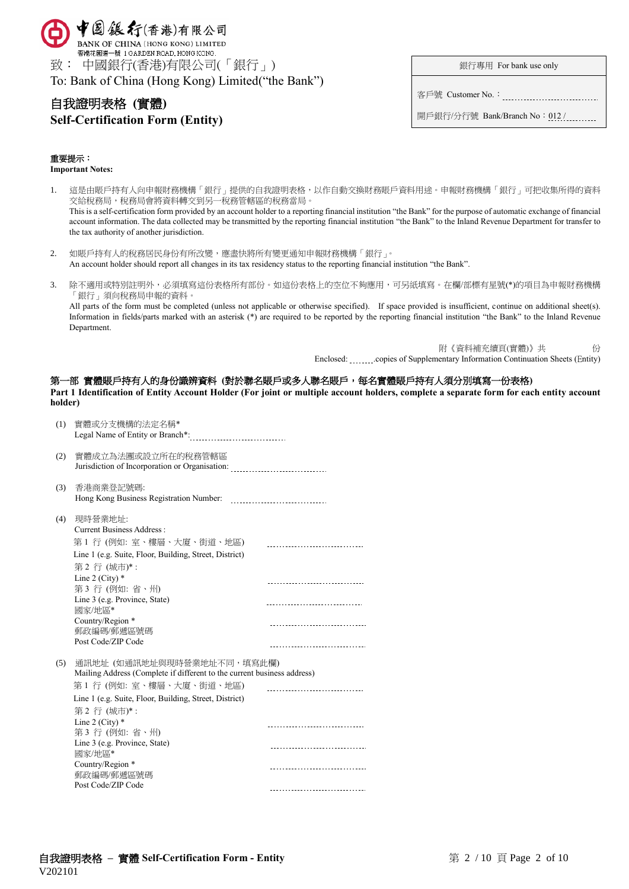中國銀行(香港)有限公司
BANK OF CHINA (HONG KONG) LIMITED
香港花園道一號 1 GARDEN ROAD, HONG KONG

致： 中國銀行(香港)有限公司(「銀行」)
To: Bank of China (Hong Kong) Limited("the Bank")

| 銀行專用 For bank use only |
|---|
| 客戶號 Customer No.：.............................. |
| 開戶銀行/分行號 Bank/Branch No：012 / .......... |

# 自我證明表格 (實體)
# Self-Certification Form (Entity)

**重要提示：**
**Important Notes:**

1. 這是由賬戶持有人向申報財務機構「銀行」提供的自我證明表格，以作自動交換財務賬戶資料用途。申報財務機構「銀行」可把收集所得的資料交給稅務局，稅務局會將資料轉交到另一稅務管轄區的稅務當局。
   This is a self-certification form provided by an account holder to a reporting financial institution "the Bank" for the purpose of automatic exchange of financial account information. The data collected may be transmitted by the reporting financial institution "the Bank" to the Inland Revenue Department for transfer to the tax authority of another jurisdiction.

2. 如賬戶持有人的稅務居民身份有所改變，應盡快將所有變更通知申報財務機構「銀行」。
   An account holder should report all changes in its tax residency status to the reporting financial institution "the Bank".

3. 除不適用或特別註明外，必須填寫這份表格所有部份。如這份表格上的空位不夠應用，可另紙填寫。在欄/部標有星號(*)的項目為申報財務機構「銀行」須向稅務局申報的資料。
   All parts of the form must be completed (unless not applicable or otherwise specified). If space provided is insufficient, continue on additional sheet(s). Information in fields/parts marked with an asterisk (*) are required to be reported by the reporting financial institution "the Bank" to the Inland Revenue Department.

附《資料補充續頁(實體)》共 ........ 份
Enclosed: ........copies of Supplementary Information Continuation Sheets (Entity)

## 第一部 實體賬戶持有人的身份識辨資料 (對於聯名賬戶或多人聯名賬戶，每名實體賬戶持有人須分別填寫一份表格)
## Part 1 Identification of Entity Account Holder (For joint or multiple account holders, complete a separate form for each entity account holder)

(1) 實體或分支機構的法定名稱*
Legal Name of Entity or Branch*: ..............................

(2) 實體成立為法團或設立所在的稅務管轄區
Jurisdiction of Incorporation or Organisation: ..............................

(3) 香港商業登記號碼:
Hong Kong Business Registration Number: ..............................

(4) 現時營業地址:
Current Business Address :

第 1 行 (例如: 室、樓層、大廈、街道、地區)
Line 1 (e.g. Suite, Floor, Building, Street, District) ..............................

第 2 行 (城市)* :
Line 2 (City) * ..............................

第 3 行 (例如: 省、州)
Line 3 (e.g. Province, State) ..............................

國家/地區*
Country/Region * ..............................

郵政編碼/郵遞區號碼
Post Code/ZIP Code ..............................

(5) 通訊地址 (如通訊地址與現時營業地址不同，填寫此欄)
Mailing Address (Complete if different to the current business address)

第 1 行 (例如: 室、樓層、大廈、街道、地區)
Line 1 (e.g. Suite, Floor, Building, Street, District) ..............................

第 2 行 (城市)* :
Line 2 (City) * ..............................

第 3 行 (例如: 省、州)
Line 3 (e.g. Province, State) ..............................

國家/地區*
Country/Region * ..............................

郵政編碼/郵遞區號碼
Post Code/ZIP Code ..............................

自我證明表格 – 實體 Self-Certification Form - Entity
V202101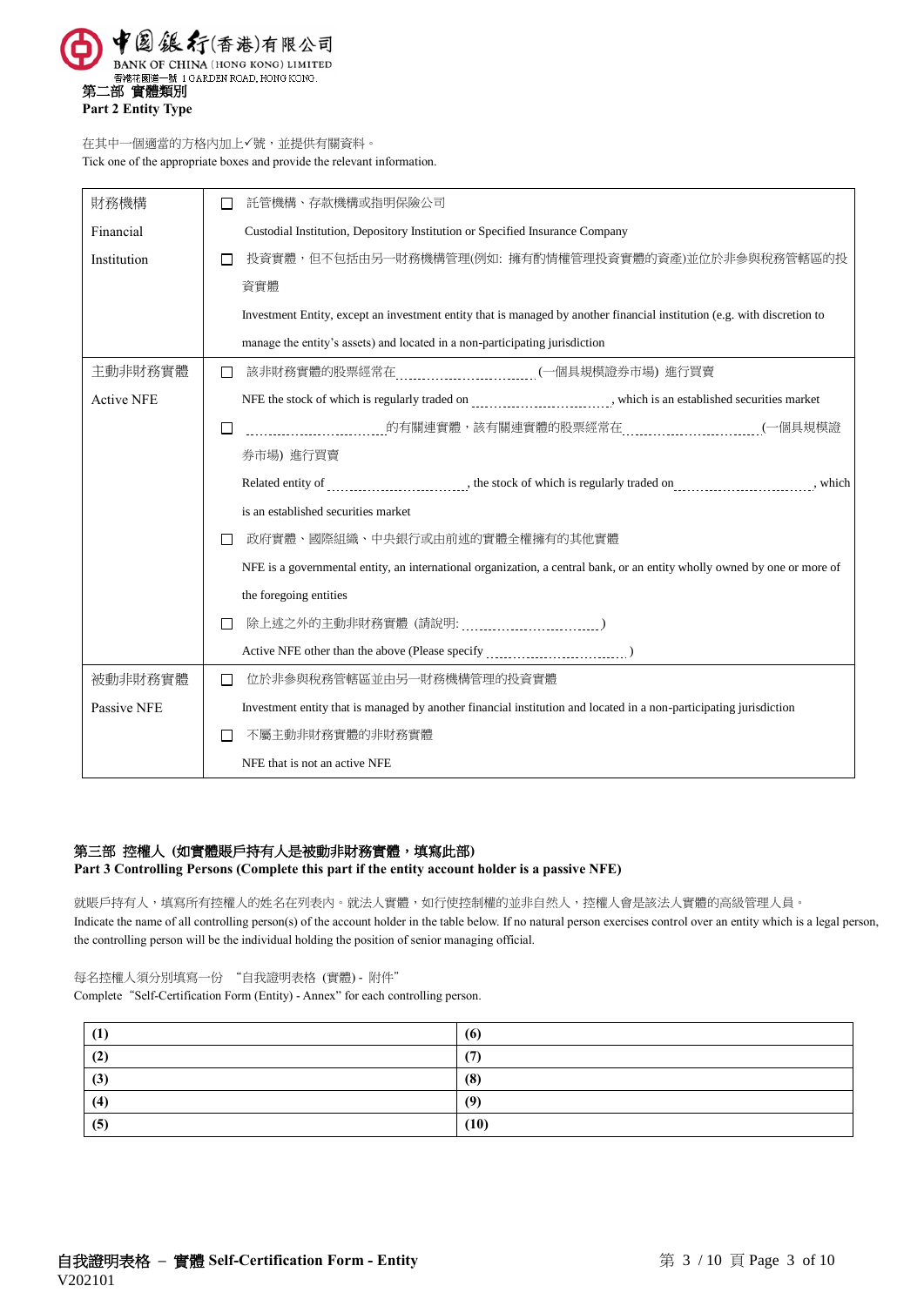## 第二部 實體類別
**Part 2 Entity Type**

在其中一個適當的方格內加上✓號，並提供有關資料。
Tick one of the appropriate boxes and provide the relevant information.

| | |
|---|---|
| 財務機構<br>Financial Institution | ☐ 託管機構、存款機構或指明保險公司<br>Custodial Institution, Depository Institution or Specified Insurance Company<br>☐ 投資實體，但不包括由另一財務機構管理(例如: 擁有酌情權管理投資實體的資產)並位於非參與稅務管轄區的投資實體<br>Investment Entity, except an investment entity that is managed by another financial institution (e.g. with discretion to manage the entity's assets) and located in a non-participating jurisdiction |
| 主動非財務實體<br>Active NFE | ☐ 該非財務實體的股票經常在..............................(一個具規模證券市場) 進行買賣<br>NFE the stock of which is regularly traded on .............................., which is an established securities market<br>☐ ..............................的有關連實體，該有關連實體的股票經常在..............................(一個具規模證券市場) 進行買賣<br>Related entity of .............................., the stock of which is regularly traded on .............................., which is an established securities market<br>☐ 政府實體、國際組織、中央銀行或由前述的實體全權擁有的其他實體<br>NFE is a governmental entity, an international organization, a central bank, or an entity wholly owned by one or more of the foregoing entities<br>☐ 除上述之外的主動非財務實體 (請說明: ..............................)<br>Active NFE other than the above (Please specify ..............................) |
| 被動非財務實體<br>Passive NFE | ☐ 位於非參與稅務管轄區並由另一財務機構管理的投資實體<br>Investment entity that is managed by another financial institution and located in a non-participating jurisdiction<br>☐ 不屬主動非財務實體的非財務實體<br>NFE that is not an active NFE |

## 第三部 控權人 (如實體賬戶持有人是被動非財務實體，填寫此部)
**Part 3 Controlling Persons (Complete this part if the entity account holder is a passive NFE)**

就賬戶持有人，填寫所有控權人的姓名在列表內。就法人實體，如行使控制權的並非自然人，控權人會是該法人實體的高級管理人員。
Indicate the name of all controlling person(s) of the account holder in the table below. If no natural person exercises control over an entity which is a legal person, the controlling person will be the individual holding the position of senior managing official.

每名控權人須分別填寫一份 "自我證明表格 (實體) - 附件"
Complete "Self-Certification Form (Entity) - Annex" for each controlling person.

| | |
|---|---|
| **(1)** | **(6)** |
| **(2)** | **(7)** |
| **(3)** | **(8)** |
| **(4)** | **(9)** |
| **(5)** | **(10)** |

**自我證明表格 – 實體 Self-Certification Form - Entity**
V202101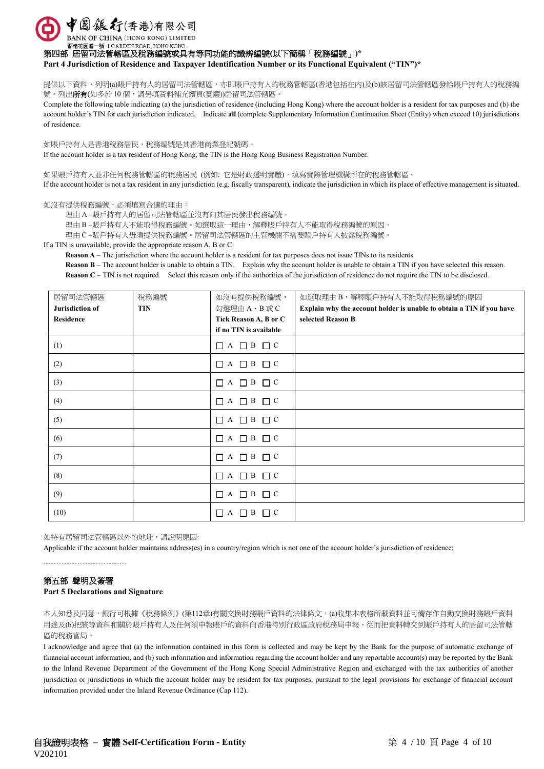中國銀行(香港)有限公司
BANK OF CHINA (HONG KONG) LIMITED
香港花園道一號 1 GARDEN ROAD, HONG KONG.

## 第四部 居留司法管轄區及稅務編號或具有等同功能的識辨編號(以下簡稱「稅務編號」)*
## Part 4 Jurisdiction of Residence and Taxpayer Identification Number or its Functional Equivalent ("TIN")*

提供以下資料，列明(a)賬戶持有人的居留司法管轄區，亦即賬戶持有人的稅務管轄區(香港包括在內)及(b)該居留司法管轄區發給賬戶持有人的稅務編號。列出**所有**(如多於 10 個，請另填資料補充續頁(實體))居留司法管轄區。

Complete the following table indicating (a) the jurisdiction of residence (including Hong Kong) where the account holder is a resident for tax purposes and (b) the account holder's TIN for each jurisdiction indicated. Indicate **all** (complete Supplementary Information Continuation Sheet (Entity) when exceed 10) jurisdictions of residence.

如賬戶持有人是香港稅務居民，稅務編號是其香港商業登記號碼。

If the account holder is a tax resident of Hong Kong, the TIN is the Hong Kong Business Registration Number.

如果賬戶持有人並非任何稅務管轄區的稅務居民 (例如: 它是財政透明實體)，填寫實際管理機構所在的稅務管轄區。

If the account holder is not a tax resident in any jurisdiction (e.g. fiscally transparent), indicate the jurisdiction in which its place of effective management is situated.

如沒有提供稅務編號，必須填寫合適的理由：

理由 A –賬戶持有人的居留司法管轄區並沒有向其居民發出稅務編號。
理由 B –賬戶持有人不能取得稅務編號。如選取這一理由，解釋賬戶持有人不能取得稅務編號的原因。
理由 C –賬戶持有人毋須提供稅務編號。居留司法管轄區的主管機關不需要賬戶持有人披露稅務編號。

If a TIN is unavailable, provide the appropriate reason A, B or C:

**Reason A** – The jurisdiction where the account holder is a resident for tax purposes does not issue TINs to its residents.
**Reason B** – The account holder is unable to obtain a TIN. Explain why the account holder is unable to obtain a TIN if you have selected this reason.
**Reason C** – TIN is not required. Select this reason only if the authorities of the jurisdiction of residence do not require the TIN to be disclosed.

| 居留司法管轄區 **Jurisdiction of Residence** | 稅務編號 **TIN** | 如沒有提供稅務編號，勾選理由 A、B 或 C **Tick Reason A, B or C if no TIN is available** | 如選取理由 B，解釋賬戶持有人不能取得稅務編號的原因 **Explain why the account holder is unable to obtain a TIN if you have selected Reason B** |
|---|---|---|---|
| (1) | | ☐ A ☐ B ☐ C | |
| (2) | | ☐ A ☐ B ☐ C | |
| (3) | | ☐ A ☐ B ☐ C | |
| (4) | | ☐ A ☐ B ☐ C | |
| (5) | | ☐ A ☐ B ☐ C | |
| (6) | | ☐ A ☐ B ☐ C | |
| (7) | | ☐ A ☐ B ☐ C | |
| (8) | | ☐ A ☐ B ☐ C | |
| (9) | | ☐ A ☐ B ☐ C | |
| (10) | | ☐ A ☐ B ☐ C | |

如持有居留司法管轄區以外的地址，請說明原因:

Applicable if the account holder maintains address(es) in a country/region which is not one of the account holder's jurisdiction of residence:

……………………………

## 第五部 聲明及簽署
## Part 5 Declarations and Signature

本人知悉及同意，銀行可根據《稅務條例》(第112章)有關交換財務賬戶資料的法律條文，(a)收集本表格所載資料並可備存作自動交換財務賬戶資料用途及(b)把該等資料和關於賬戶持有人及任何須申報賬戶的資料向香港特別行政區政府稅務局申報，從而把資料轉交到賬戶持有人的居留司法管轄區的稅務當局。

I acknowledge and agree that (a) the information contained in this form is collected and may be kept by the Bank for the purpose of automatic exchange of financial account information, and (b) such information and information regarding the account holder and any reportable account(s) may be reported by the Bank to the Inland Revenue Department of the Government of the Hong Kong Special Administrative Region and exchanged with the tax authorities of another jurisdiction or jurisdictions in which the account holder may be resident for tax purposes, pursuant to the legal provisions for exchange of financial account information provided under the Inland Revenue Ordinance (Cap.112).

自我證明表格 – 實體 Self-Certification Form - Entity
V202101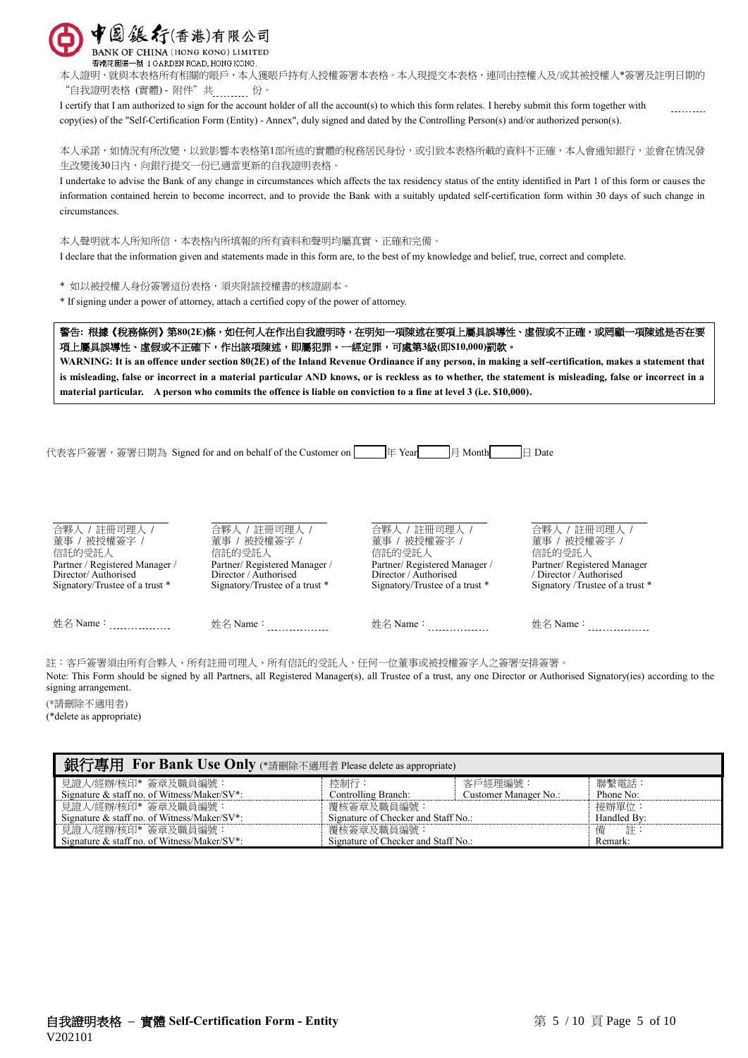中國銀行(香港)有限公司
BANK OF CHINA (HONG KONG) LIMITED
香港花園道一號 1 GARDEN ROAD, HONG KONG.

本人證明，就與本表格所有相關的賬戶，本人獲賬戶持有人授權簽署本表格。本人現提交本表格，連同由控權人及/或其被授權人*簽署及註明日期的"自我證明表格 (實體) - 附件"共.......... 份。

I certify that I am authorized to sign for the account holder of all the account(s) to which this form relates. I hereby submit this form together with .......... copy(ies) of the "Self-Certification Form (Entity) - Annex", duly signed and dated by the Controlling Person(s) and/or authorized person(s).

本人承諾，如情況有所改變，以致影響本表格第1部所述的實體的稅務居民身份，或引致本表格所載的資料不正確，本人會通知銀行，並會在情況發生改變後30日內，向銀行提交一份已適當更新的自我證明表格。

I undertake to advise the Bank of any change in circumstances which affects the tax residency status of the entity identified in Part 1 of this form or causes the information contained herein to become incorrect, and to provide the Bank with a suitably updated self-certification form within 30 days of such change in circumstances.

本人聲明就本人所知所信，本表格內所填報的所有資料和聲明均屬真實、正確和完備。

I declare that the information given and statements made in this form are, to the best of my knowledge and belief, true, correct and complete.

\* 如以被授權人身份簽署這份表格，須夾附該授權書的核證副本。

\* If signing under a power of attorney, attach a certified copy of the power of attorney.

**警告: 根據《稅務條例》第80(2E)條，如任何人在作出自我證明時，在明知一項陳述在要項上屬具誤導性、虛假或不正確，或罔顧一項陳述是否在要項上屬具誤導性、虛假或不正確下，作出該項陳述，即屬犯罪。一經定罪，可處第3級(即$10,000)罰款。**

**WARNING: It is an offence under section 80(2E) of the Inland Revenue Ordinance if any person, in making a self-certification, makes a statement that is misleading, false or incorrect in a material particular AND knows, or is reckless as to whether, the statement is misleading, false or incorrect in a material particular. A person who commits the offence is liable on conviction to a fine at level 3 (i.e. $10,000).**

代表客戶簽署，簽署日期為 Signed for and on behalf of the Customer on ______ 年 Year ______ 月 Month ______ 日 Date

| | | | |
|---|---|---|---|
| 合夥人 / 註冊司理人 / 董事 / 被授權簽字 / 信託的受託人<br>Partner / Registered Manager / Director / Authorised Signatory/Trustee of a trust * | 合夥人 / 註冊司理人 / 董事 / 被授權簽字 / 信託的受託人<br>Partner/ Registered Manager / Director / Authorised Signatory/Trustee of a trust * | 合夥人 / 註冊司理人 / 董事 / 被授權簽字 / 信託的受託人<br>Partner/ Registered Manager / Director / Authorised Signatory/Trustee of a trust * | 合夥人 / 註冊司理人 / 董事 / 被授權簽字 / 信託的受託人<br>Partner/ Registered Manager / Director / Authorised Signatory /Trustee of a trust * |
| 姓名 Name：.................. | 姓名 Name：.................. | 姓名 Name：.................. | 姓名 Name：.................. |

註：客戶簽署須由所有合夥人、所有註冊司理人、所有信託的受託人、任何一位董事或被授權簽字人之簽署安排簽署。

Note: This Form should be signed by all Partners, all Registered Manager(s), all Trustee of a trust, any one Director or Authorised Signatory(ies) according to the signing arrangement.

(*請刪除不適用者)
(*delete as appropriate)

**銀行專用 For Bank Use Only** (*請刪除不適用者 Please delete as appropriate)

| | | | |
|---|---|---|---|
| 見證人/經辦/核印* 簽章及職員編號：<br>Signature & staff no. of Witness/Maker/SV*: | 控制行：<br>Controlling Branch: | 客戶經理編號：<br>Customer Manager No.: | 聯繫電話：<br>Phone No: |
| 見證人/經辦/核印* 簽章及職員編號：<br>Signature & staff no. of Witness/Maker/SV*: | 覆核簽章及職員編號：<br>Signature of Checker and Staff No.: | | 接辦單位：<br>Handled By: |
| 見證人/經辦/核印* 簽章及職員編號：<br>Signature & staff no. of Witness/Maker/SV*: | 覆核簽章及職員編號：<br>Signature of Checker and Staff No.: | | 備　註：<br>Remark: |

**自我證明表格 – 實體 Self-Certification Form - Entity**
V202101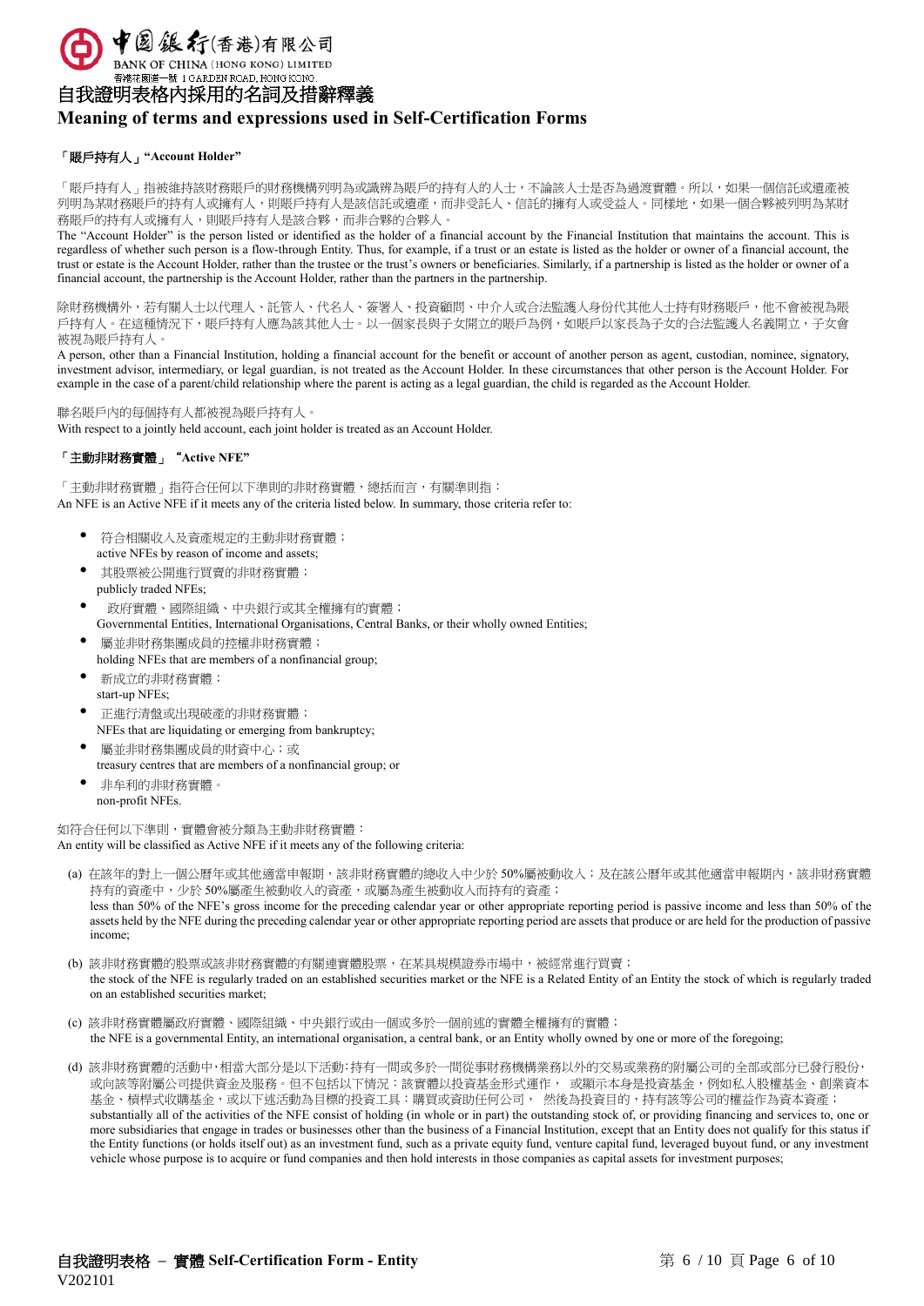# 自我證明表格內採用的名詞及措辭釋義

# Meaning of terms and expressions used in Self-Certification Forms

**「賬戶持有人」"Account Holder"**

「賬戶持有人」指被維持該財務賬戶的財務機構列明為或識辨為賬戶的持有人的人士，不論該人士是否為過渡實體。所以，如果一個信託或遺產被列明為某財務賬戶的持有人或擁有人，則賬戶持有人是該信託或遺產，而非受託人、信託的擁有人或受益人。同樣地，如果一個合夥被列明為某財務賬戶的持有人或擁有人，則賬戶持有人是該合夥，而非合夥的合夥人。

The "Account Holder" is the person listed or identified as the holder of a financial account by the Financial Institution that maintains the account. This is regardless of whether such person is a flow-through Entity. Thus, for example, if a trust or an estate is listed as the holder or owner of a financial account, the trust or estate is the Account Holder, rather than the trustee or the trust's owners or beneficiaries. Similarly, if a partnership is listed as the holder or owner of a financial account, the partnership is the Account Holder, rather than the partners in the partnership.

除財務機構外，若有關人士以代理人、託管人、代名人、簽署人、投資顧問、中介人或合法監護人身份代其他人士持有財務賬戶，他不會被視為賬戶持有人。在這種情況下，賬戶持有人應為該其他人士。以一個家長與子女開立的賬戶為例，如賬戶以家長為子女的合法監護人名義開立，子女會被視為賬戶持有人。

A person, other than a Financial Institution, holding a financial account for the benefit or account of another person as agent, custodian, nominee, signatory, investment advisor, intermediary, or legal guardian, is not treated as the Account Holder. In these circumstances that other person is the Account Holder. For example in the case of a parent/child relationship where the parent is acting as a legal guardian, the child is regarded as the Account Holder.

聯名賬戶內的每個持有人都被視為賬戶持有人。

With respect to a jointly held account, each joint holder is treated as an Account Holder.

**「主動非財務實體」 "Active NFE"**

「主動非財務實體」指符合任何以下準則的非財務實體，總括而言，有關準則指：

An NFE is an Active NFE if it meets any of the criteria listed below. In summary, those criteria refer to:

- 符合相關收入及資產規定的主動非財務實體；
  active NFEs by reason of income and assets;
- 其股票被公開進行買賣的非財務實體；
  publicly traded NFEs;
- 政府實體、國際組織、中央銀行或其全權擁有的實體；
  Governmental Entities, International Organisations, Central Banks, or their wholly owned Entities;
- 屬並非財務集團成員的控權非財務實體；
  holding NFEs that are members of a nonfinancial group;
- 新成立的非財務實體；
  start-up NFEs;
- 正進行清盤或出現破產的非財務實體；
  NFEs that are liquidating or emerging from bankruptcy;
- 屬並非財務集團成員的財資中心；或
  treasury centres that are members of a nonfinancial group; or
- 非牟利的非財務實體。
  non-profit NFEs.

如符合任何以下準則，實體會被分類為主動非財務實體：

An entity will be classified as Active NFE if it meets any of the following criteria:

(a) 在該年的對上一個公曆年或其他適當申報期，該非財務實體的總收入中少於 50%屬被動收入；及在該公曆年或其他適當申報期內，該非財務實體持有的資產中，少於 50%屬產生被動收入的資產，或屬為產生被動收入而持有的資產；
less than 50% of the NFE's gross income for the preceding calendar year or other appropriate reporting period is passive income and less than 50% of the assets held by the NFE during the preceding calendar year or other appropriate reporting period are assets that produce or are held for the production of passive income;

(b) 該非財務實體的股票或該非財務實體的有關連實體股票，在某具規模證券市場中，被經常進行買賣；
the stock of the NFE is regularly traded on an established securities market or the NFE is a Related Entity of an Entity the stock of which is regularly traded on an established securities market;

(c) 該非財務實體屬政府實體、國際組織、中央銀行或由一個或多於一個前述的實體全權擁有的實體；
the NFE is a governmental Entity, an international organisation, a central bank, or an Entity wholly owned by one or more of the foregoing;

(d) 該非財務實體的活動中，相當大部分是以下活動：持有一間或多於一間從事財務機構業務以外的交易或業務的附屬公司的全部或部分已發行股份，或向該等附屬公司提供資金及服務。但不包括以下情況：該實體以投資基金形式運作，或顯示本身是投資基金，例如私人股權基金、創業資本基金、槓桿式收購基金，或以下述活動為目標的投資工具：購買或資助任何公司，然後為投資目的，持有該等公司的權益作為資本資產；
substantially all of the activities of the NFE consist of holding (in whole or in part) the outstanding stock of, or providing financing and services to, one or more subsidiaries that engage in trades or businesses other than the business of a Financial Institution, except that an Entity does not qualify for this status if the Entity functions (or holds itself out) as an investment fund, such as a private equity fund, venture capital fund, leveraged buyout fund, or any investment vehicle whose purpose is to acquire or fund companies and then hold interests in those companies as capital assets for investment purposes;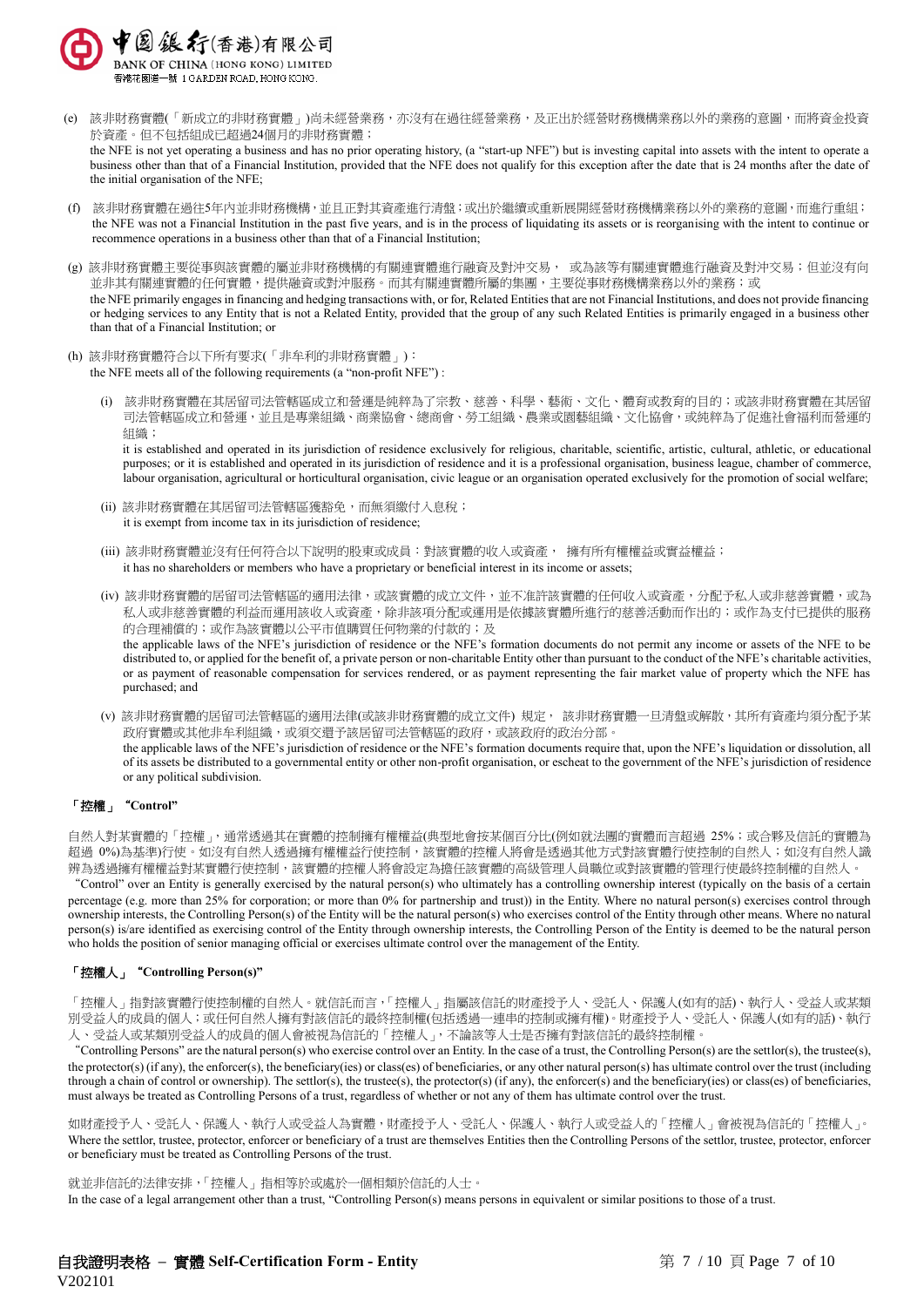(e) 該非財務實體(「新成立的非財務實體」)尚未經營業務，亦沒有在過往經營業務，及正出於經營財務機構業務以外的業務的意圖，而將資金投資於資產。但不包括組成已超過24個月的非財務實體；
the NFE is not yet operating a business and has no prior operating history, (a "start-up NFE") but is investing capital into assets with the intent to operate a business other than that of a Financial Institution, provided that the NFE does not qualify for this exception after the date that is 24 months after the date of the initial organisation of the NFE;

(f) 該非財務實體在過往5年內並非財務機構，並且正對其資產進行清盤；或出於繼續或重新展開經營財務機構業務以外的業務的意圖，而進行重組；
the NFE was not a Financial Institution in the past five years, and is in the process of liquidating its assets or is reorganising with the intent to continue or recommence operations in a business other than that of a Financial Institution;

(g) 該非財務實體主要從事與該實體的屬並非財務機構的有關連實體進行融資及對沖交易， 或為該等有關連實體進行融資及對沖交易；但並沒有向並非其有關連實體的任何實體，提供融資或對沖服務。而其有關連實體所屬的集團，主要從事財務機構業務以外的業務；或
the NFE primarily engages in financing and hedging transactions with, or for, Related Entities that are not Financial Institutions, and does not provide financing or hedging services to any Entity that is not a Related Entity, provided that the group of any such Related Entities is primarily engaged in a business other than that of a Financial Institution; or

(h) 該非財務實體符合以下所有要求(「非牟利的非財務實體」)：
the NFE meets all of the following requirements (a "non-profit NFE") :

(i) 該非財務實體在其居留司法管轄區成立和營運是純粹為了宗教、慈善、科學、藝術、文化、體育或教育的目的；或該非財務實體在其居留司法管轄區成立和營運，並且是專業組織、商業協會、總商會、勞工組織、農業或園藝組織、文化協會，或純粹為了促進社會福利而營運的組織；
it is established and operated in its jurisdiction of residence exclusively for religious, charitable, scientific, artistic, cultural, athletic, or educational purposes; or it is established and operated in its jurisdiction of residence and it is a professional organisation, business league, chamber of commerce, labour organisation, agricultural or horticultural organisation, civic league or an organisation operated exclusively for the promotion of social welfare;

(ii) 該非財務實體在其居留司法管轄區獲豁免，而無須繳付入息稅；
it is exempt from income tax in its jurisdiction of residence;

(iii) 該非財務實體並沒有任何符合以下說明的股東或成員：對該實體的收入或資產， 擁有所有權權益或實益權益；
it has no shareholders or members who have a proprietary or beneficial interest in its income or assets;

(iv) 該非財務實體的居留司法管轄區的適用法律，或該實體的成立文件，並不准許該實體的任何收入或資產，分配予私人或非慈善實體，或為私人或非慈善實體的利益而運用該收入或資產，除非該項分配或運用是依據該實體所進行的慈善活動而作出的；或作為支付已提供的服務的合理補償的；或作為該實體以公平市值購買任何物業的付款的；及
the applicable laws of the NFE's jurisdiction of residence or the NFE's formation documents do not permit any income or assets of the NFE to be distributed to, or applied for the benefit of, a private person or non-charitable Entity other than pursuant to the conduct of the NFE's charitable activities, or as payment of reasonable compensation for services rendered, or as payment representing the fair market value of property which the NFE has purchased; and

(v) 該非財務實體的居留司法管轄區的適用法律(或該非財務實體的成立文件) 規定， 該非財務實體一旦清盤或解散，其所有資產均須分配予某政府實體或其他非牟利組織，或須交還予該居留司法管轄區的政府，或該政府的政治分部。
the applicable laws of the NFE's jurisdiction of residence or the NFE's formation documents require that, upon the NFE's liquidation or dissolution, all of its assets be distributed to a governmental entity or other non-profit organisation, or escheat to the government of the NFE's jurisdiction of residence or any political subdivision.

**「控權」 "Control"**

自然人對某實體的「控權」，通常透過其在實體的控制擁有權權益(典型地會按某個百分比(例如就法團的實體而言超過 25%；或合夥及信託的實體為超過 0%)為基準)行使。如沒有自然人透過擁有權權益行使控制，該實體的控權人將會是透過其他方式對該實體行使控制的自然人；如沒有自然人識辨為透過擁有權權益對某實體行使控制，該實體的控權人將會設定為擔任該實體的高級管理人員職位或對該實體的管理行使最終控制權的自然人。
"Control" over an Entity is generally exercised by the natural person(s) who ultimately has a controlling ownership interest (typically on the basis of a certain percentage (e.g. more than 25% for corporation; or more than 0% for partnership and trust)) in the Entity. Where no natural person(s) exercises control through ownership interests, the Controlling Person(s) of the Entity will be the natural person(s) who exercises control of the Entity through other means. Where no natural person(s) is/are identified as exercising control of the Entity through ownership interests, the Controlling Person of the Entity is deemed to be the natural person who holds the position of senior managing official or exercises ultimate control over the management of the Entity.

**「控權人」 "Controlling Person(s)"**

「控權人」指對該實體行使控制權的自然人。就信託而言，「控權人」指屬該信託的財產授予人、受託人、保護人(如有的話)、執行人、受益人或某類別受益人的成員的個人；或任何自然人擁有對該信託的最終控制權(包括透過一連串的控制或擁有權)。財產授予人、受託人、保護人(如有的話)、執行人、受益人或某類別受益人的成員的個人會被視為信託的「控權人」，不論該等人士是否擁有對該信託的最終控制權。
"Controlling Persons" are the natural persons who exercise control over an Entity. In the case of a trust, the Controlling Person(s) are the settlor(s), the trustee(s), the protector(s) (if any), the enforcer(s), the beneficiary(ies) or class(es) of beneficiaries, or any other natural person(s) has ultimate control over the trust (including through a chain of control or ownership). The settlor(s), the trustee(s), the protector(s) (if any), the enforcer(s) and the beneficiary(ies) or class(es) of beneficiaries, must always be treated as Controlling Persons of a trust, regardless of whether or not any of them has ultimate control over the trust.

如財產授予人、受託人、保護人、執行人或受益人為實體，財產授予人、受託人、保護人、執行人或受益人的「控權人」會被視為信託的「控權人」。
Where the settlor, trustee, protector, enforcer or beneficiary of a trust are themselves Entities then the Controlling Persons of the settlor, trustee, protector, enforcer or beneficiary must be treated as Controlling Persons of the trust.

就並非信託的法律安排，「控權人」指相等於或處於一個相類於信託的人士。
In the case of a legal arrangement other than a trust, "Controlling Person(s) means persons in equivalent or similar positions to those of a trust.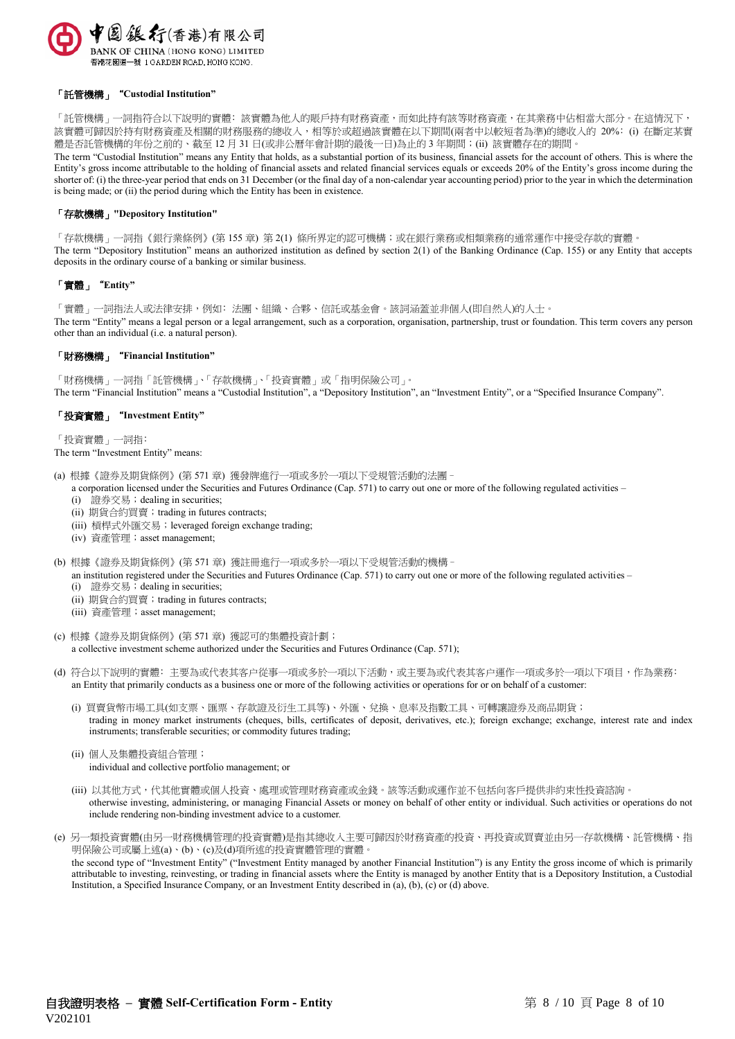### 「託管機構」 "Custodial Institution"

「託管機構」一詞指符合以下說明的實體：該實體為他人的賬戶持有財務資產，而如此持有該等財務資產，在其業務中佔相當大部分。在這情況下，該實體可歸因於持有財務資產及相關的財務服務的總收入，相等於或超過該實體在以下期間(兩者中以較短者為準)的總收入的 20%：(i) 在斷定某實體是否託管機構的年份之前的、截至 12 月 31 日(或非公曆年會計期的最後一日)為止的 3 年期間；(ii) 該實體存在的期間。
The term "Custodial Institution" means any Entity that holds, as a substantial portion of its business, financial assets for the account of others. This is where the Entity's gross income attributable to the holding of financial assets and related financial services equals or exceeds 20% of the Entity's gross income during the shorter of: (i) the three-year period that ends on 31 December (or the final day of a non-calendar year accounting period) prior to the year in which the determination is being made; or (ii) the period during which the Entity has been in existence.

### 「存款機構」 "Depository Institution"

「存款機構」一詞指《銀行業條例》(第 155 章) 第 2(1) 條所界定的認可機構；或在銀行業務或相類業務的通常運作中接受存款的實體。
The term "Depository Institution" means an authorized institution as defined by section 2(1) of the Banking Ordinance (Cap. 155) or any Entity that accepts deposits in the ordinary course of a banking or similar business.

### 「實體」 "Entity"

「實體」一詞指法人或法律安排，例如：法團、組織、合夥、信託或基金會。該詞涵蓋並非個人(即自然人)的人士。
The term "Entity" means a legal person or a legal arrangement, such as a corporation, organisation, partnership, trust or foundation. This term covers any person other than an individual (i.e. a natural person).

### 「財務機構」 "Financial Institution"

「財務機構」一詞指「託管機構」、「存款機構」、「投資實體」或「指明保險公司」。
The term "Financial Institution" means a "Custodial Institution", a "Depository Institution", an "Investment Entity", or a "Specified Insurance Company".

### 「投資實體」 "Investment Entity"

「投資實體」一詞指：
The term "Investment Entity" means:

(a) 根據《證券及期貨條例》(第 571 章) 獲發牌進行一項或多於一項以下受規管活動的法團－
a corporation licensed under the Securities and Futures Ordinance (Cap. 571) to carry out one or more of the following regulated activities –
- (i) 證券交易；dealing in securities;
- (ii) 期貨合約買賣；trading in futures contracts;
- (iii) 槓桿式外匯交易；leveraged foreign exchange trading;
- (iv) 資產管理；asset management;

(b) 根據《證券及期貨條例》(第 571 章) 獲註冊進行一項或多於一項以下受規管活動的機構－
an institution registered under the Securities and Futures Ordinance (Cap. 571) to carry out one or more of the following regulated activities –
- (i) 證券交易；dealing in securities;
- (ii) 期貨合約買賣；trading in futures contracts;
- (iii) 資產管理；asset management;

(c) 根據《證券及期貨條例》(第 571 章) 獲認可的集體投資計劃；
a collective investment scheme authorized under the Securities and Futures Ordinance (Cap. 571);

(d) 符合以下說明的實體：主要為或代表其客户從事一項或多於一項以下活動，或主要為或代表其客户運作一項或多於一項以下項目，作為業務：
an Entity that primarily conducts as a business one or more of the following activities or operations for or on behalf of a customer:

- (i) 買賣貨幣市場工具(如支票、匯票、存款證及衍生工具等)、外匯、兌換、息率及指數工具、可轉讓證券及商品期貨；
trading in money market instruments (cheques, bills, certificates of deposit, derivatives, etc.); foreign exchange; exchange, interest rate and index instruments; transferable securities; or commodity futures trading;

- (ii) 個人及集體投資組合管理；
individual and collective portfolio management; or

- (iii) 以其他方式，代其他實體或個人投資、處理或管理財務資產或金錢。該等活動或運作並不包括向客户提供非約束性投資諮詢。
otherwise investing, administering, or managing Financial Assets or money on behalf of other entity or individual. Such activities or operations do not include rendering non-binding investment advice to a customer.

(e) 另一類投資實體(由另一財務機構管理的投資實體)是指其總收入主要可歸因於財務資產的投資、再投資或買賣並由另一存款機構、託管機構、指明保險公司或屬上述(a)、(b)、(c)及(d)項所述的投資實體管理的實體。
the second type of "Investment Entity" ("Investment Entity managed by another Financial Institution") is any Entity the gross income of which is primarily attributable to investing, reinvesting, or trading in financial assets where the Entity is managed by another Entity that is a Depository Institution, a Custodial Institution, a Specified Insurance Company, or an Investment Entity described in (a), (b), (c) or (d) above.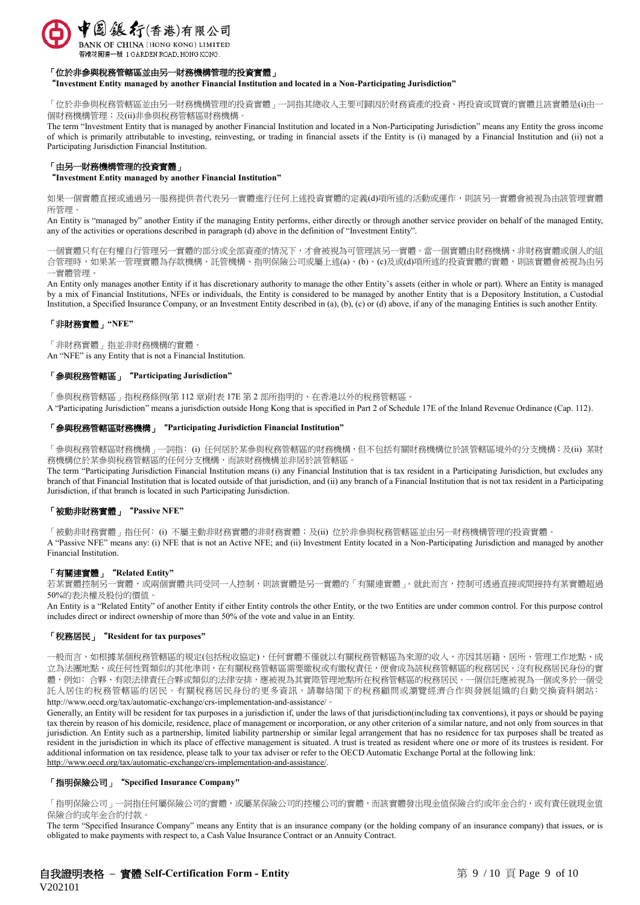### 「位於非參與稅務管轄區並由另一財務機構管理的投資實體」 "Investment Entity managed by another Financial Institution and located in a Non-Participating Jurisdiction"

「位於非參與稅務管轄區並由另一財務機構管理的投資實體」一詞指其總收入主要可歸因於財務資產的投資、再投資或買賣的實體且該實體是(i)由一個財務機構管理；及(ii)非參與稅務管轄區財務機構。

The term "Investment Entity that is managed by another Financial Institution and located in a Non-Participating Jurisdiction" means any Entity the gross income of which is primarily attributable to investing, reinvesting, or trading in financial assets if the Entity is (i) managed by a Financial Institution and (ii) not a Participating Jurisdiction Financial Institution.

### 「由另一財務機構管理的投資實體」 "Investment Entity managed by another Financial Institution"

如果一個實體直接或通過另一服務提供者代表另一實體進行任何上述投資實體的定義(d)項所述的活動或運作，則該另一實體會被視為由該管理實體所管理。

An Entity is "managed by" another Entity if the managing Entity performs, either directly or through another service provider on behalf of the managed Entity, any of the activities or operations described in paragraph (d) above in the definition of "Investment Entity".

一個實體只有在有權自行管理另一實體的部分或全部資產的情況下，才會被視為可管理該另一實體。當一個實體由財務機構、非財務實體或個人的組合管理時，如果某一管理實體為存款機構、託管機構、指明保險公司或屬上述(a)、(b)、(c)及或(d)項所述的投資實體的實體，則該實體會被視為由另一實體管理。

An Entity only manages another Entity if it has discretionary authority to manage the other Entity's assets (either in whole or part). Where an Entity is managed by a mix of Financial Institutions, NFEs or individuals, the Entity is considered to be managed by another Entity that is a Depository Institution, a Custodial Institution, a Specified Insurance Company, or an Investment Entity described in (a), (b), (c) or (d) above, if any of the managing Entities is such another Entity.

### 「非財務實體」 "NFE"

「非財務實體」指並非財務機構的實體。

An "NFE" is any Entity that is not a Financial Institution.

### 「參與稅務管轄區」 "Participating Jurisdiction"

「參與稅務管轄區」指稅務條例(第 112 章)附表 17E 第 2 部所指明的、在香港以外的稅務管轄區。

A "Participating Jurisdiction" means a jurisdiction outside Hong Kong that is specified in Part 2 of Schedule 17E of the Inland Revenue Ordinance (Cap. 112).

### 「參與稅務管轄區財務機構」 "Participating Jurisdiction Financial Institution"

「參與稅務管轄區財務機構」一詞指：(i) 任何居於某參與稅務管轄區的財務機構，但不包括有關財務機構位於該管轄區境外的分支機構；及(ii) 某財務機構位於某參與稅務管轄區的任何分支機構，而該財務機構並非居於該管轄區。

The term "Participating Jurisdiction Financial Institution means (i) any Financial Institution that is tax resident in a Participating Jurisdiction, but excludes any branch of that Financial Institution that is located outside of that jurisdiction, and (ii) any branch of a Financial Institution that is not tax resident in a Participating Jurisdiction, if that branch is located in such Participating Jurisdiction.

### 「被動非財務實體」 "Passive NFE"

「被動非財務實體」指任何：(i) 不屬主動非財務實體的非財務實體；及(ii) 位於非參與稅務管轄區並由另一財務機構管理的投資實體。

A "Passive NFE" means any: (i) NFE that is not an Active NFE; and (ii) Investment Entity located in a Non-Participating Jurisdiction and managed by another Financial Institution.

### 「有關連實體」 "Related Entity"

若某實體控制另一實體，或兩個實體共同受同一人控制，則該實體是另一實體的「有關連實體」。就此而言，控制可透過直接或間接持有某實體超過50%的表決權及股份的價值。

An Entity is a "Related Entity" of another Entity if either Entity controls the other Entity, or the two Entities are under common control. For this purpose control includes direct or indirect ownership of more than 50% of the vote and value in an Entity.

### 「稅務居民」 "Resident for tax purposes"

一般而言，如根據某個稅務管轄區的規定(包括稅收協定)，任何實體不僅就以有關稅務管轄區為來源的收入，亦因其居籍、居所、管理工作地點、成立為法團地點，或任何性質類似的其他準則，在有關稅務管轄區需要繳稅或有繳稅責任，便會成為該稅務管轄區的稅務居民。沒有稅務居民身份的實體，例如：合夥、有限法律責任合夥或類似的法律安排，應被視為其實際管理地點所在稅務管轄區的稅務居民。一個信託應被視為一個或多於一個受託人居住的稅務管轄區的居民。有關稅務居民身份的更多資訊，請聯絡閣下的稅務顧問或瀏覽經濟合作與發展組織的自動交換資料網站：http://www.oecd.org/tax/automatic-exchange/crs-implementation-and-assistance/。

Generally, an Entity will be resident for tax purposes in a jurisdiction if, under the laws of that jurisdiction(including tax conventions), it pays or should be paying tax therein by reason of his domicile, residence, place of management or incorporation, or any other criterion of a similar nature, and not only from sources in that jurisdiction. An Entity such as a partnership, limited liability partnership or similar legal arrangement that has no residence for tax purposes shall be treated as resident in the jurisdiction in which its place of effective management is situated. A trust is treated as resident where one or more of its trustees is resident. For additional information on tax residence, please talk to your tax adviser or refer to the OECD Automatic Exchange Portal at the following link: http://www.oecd.org/tax/automatic-exchange/crs-implementation-and-assistance/.

### 「指明保險公司」 "Specified Insurance Company"

「指明保險公司」一詞指任何屬保險公司的實體，或屬某保險公司的控種公司的實體，而該實體發出現金值保險合約或年金合約，或有責任就現金值保險合約或年金合約付款。

The term "Specified Insurance Company" means any Entity that is an insurance company (or the holding company of an insurance company) that issues, or is obligated to make payments with respect to, a Cash Value Insurance Contract or an Annuity Contract.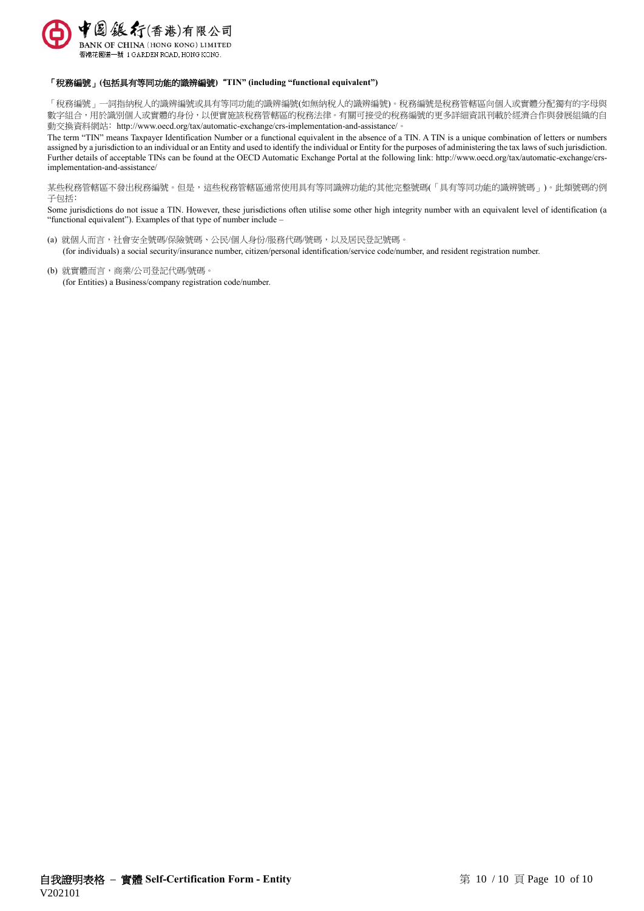**「稅務編號」(包括具有等同功能的識辨編號) "TIN" (including "functional equivalent")**

「稅務編號」一詞指納稅人的識辨編號或具有等同功能的識辨編號(如無納稅人的識辨編號)。稅務編號是稅務管轄區向個人或實體分配獨有的字母與數字組合，用於識別個人或實體的身份，以便實施該稅務管轄區的稅務法律。有關可接受的稅務編號的更多詳細資訊刊載於經濟合作與發展組織的自動交換資料網站：http://www.oecd.org/tax/automatic-exchange/crs-implementation-and-assistance/。

The term "TIN" means Taxpayer Identification Number or a functional equivalent in the absence of a TIN. A TIN is a unique combination of letters or numbers assigned by a jurisdiction to an individual or an Entity and used to identify the individual or Entity for the purposes of administering the tax laws of such jurisdiction. Further details of acceptable TINs can be found at the OECD Automatic Exchange Portal at the following link: http://www.oecd.org/tax/automatic-exchange/crs-implementation-and-assistance/

某些稅務管轄區不發出稅務編號。但是，這些稅務管轄區通常使用具有等同識辨功能的其他完整號碼(「具有等同功能的識辨號碼」)。此類號碼的例子包括：

Some jurisdictions do not issue a TIN. However, these jurisdictions often utilise some other high integrity number with an equivalent level of identification (a "functional equivalent"). Examples of that type of number include –

(a) 就個人而言，社會安全號碼/保險號碼、公民/個人身份/服務代碼/號碼，以及居民登記號碼。
(for individuals) a social security/insurance number, citizen/personal identification/service code/number, and resident registration number.

(b) 就實體而言，商業/公司登記代碼/號碼。
(for Entities) a Business/company registration code/number.